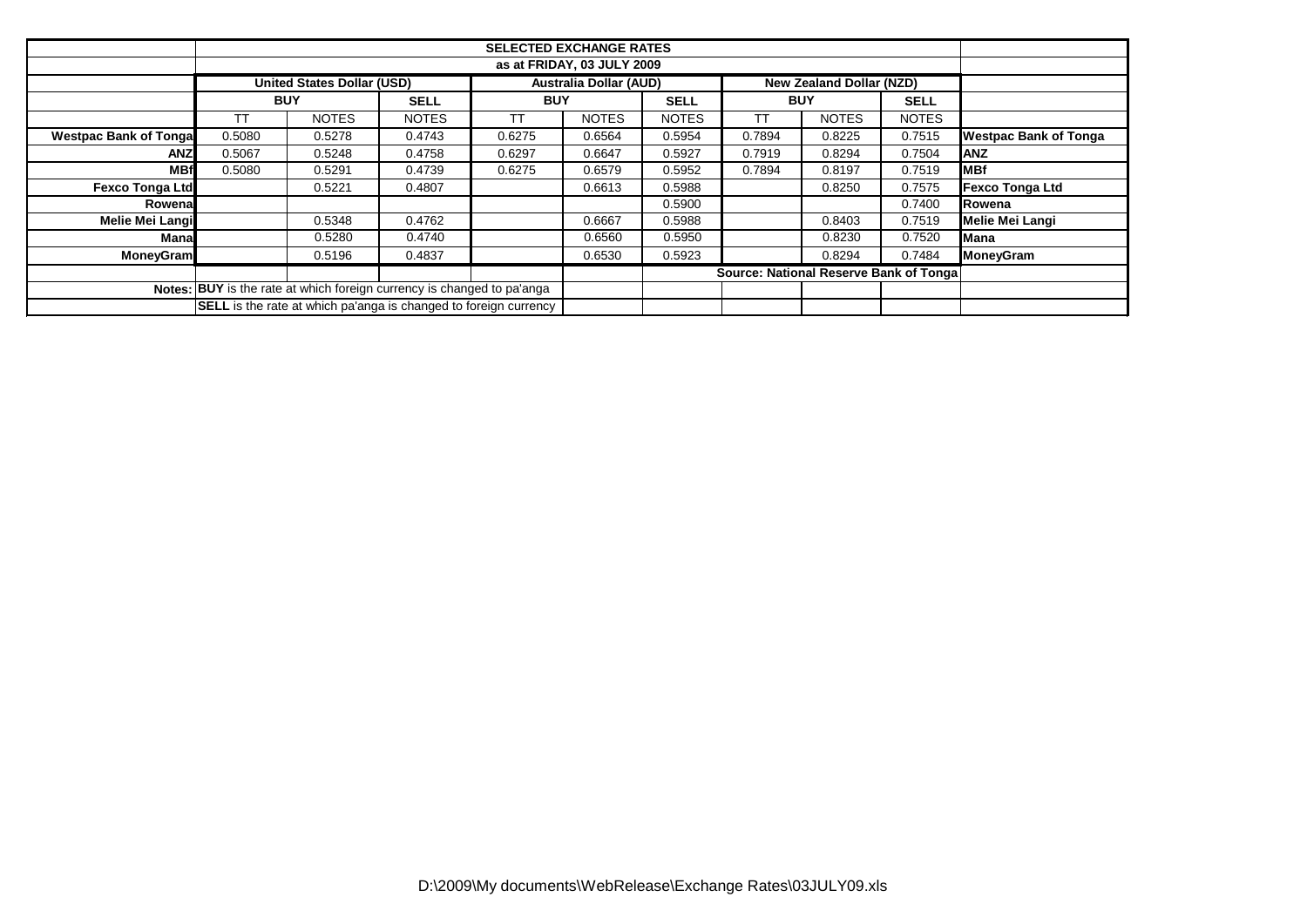| | SELECTED EXCHANGE RATES | | | | | | | | | |
|---|---|---|---|---|---|---|---|---|---|---|
| | as at FRIDAY, 03 JULY 2009 | | | | | | | | | |
| | United States Dollar (USD) | | | Australia Dollar (AUD) | | | New Zealand Dollar (NZD) | | | |
| | BUY | | SELL | BUY | | SELL | BUY | | SELL | |
| | TT | NOTES | NOTES | TT | NOTES | NOTES | TT | NOTES | NOTES | |
| **Westpac Bank of Tonga** | 0.5080 | 0.5278 | 0.4743 | 0.6275 | 0.6564 | 0.5954 | 0.7894 | 0.8225 | 0.7515 | **Westpac Bank of Tonga** |
| **ANZ** | 0.5067 | 0.5248 | 0.4758 | 0.6297 | 0.6647 | 0.5927 | 0.7919 | 0.8294 | 0.7504 | **ANZ** |
| **MBf** | 0.5080 | 0.5291 | 0.4739 | 0.6275 | 0.6579 | 0.5952 | 0.7894 | 0.8197 | 0.7519 | **MBf** |
| **Fexco Tonga Ltd** | | 0.5221 | 0.4807 | | 0.6613 | 0.5988 | | 0.8250 | 0.7575 | **Fexco Tonga Ltd** |
| **Rowena** | | | | | | 0.5900 | | | 0.7400 | **Rowena** |
| **Melie Mei Langi** | | 0.5348 | 0.4762 | | 0.6667 | 0.5988 | | 0.8403 | 0.7519 | **Melie Mei Langi** |
| **Mana** | | 0.5280 | 0.4740 | | 0.6560 | 0.5950 | | 0.8230 | 0.7520 | **Mana** |
| **MoneyGram** | | 0.5196 | 0.4837 | | 0.6530 | 0.5923 | | 0.8294 | 0.7484 | **MoneyGram** |
| | | | | | | Source: National Reserve Bank of Tonga | | | | |
| Notes: | **BUY** is the rate at which foreign currency is changed to pa'anga | | | | | | | | | |
| | **SELL** is the rate at which pa'anga is changed to foreign currency | | | | | | | | | |

D:\2009\My documents\WebRelease\Exchange Rates\03JULY09.xls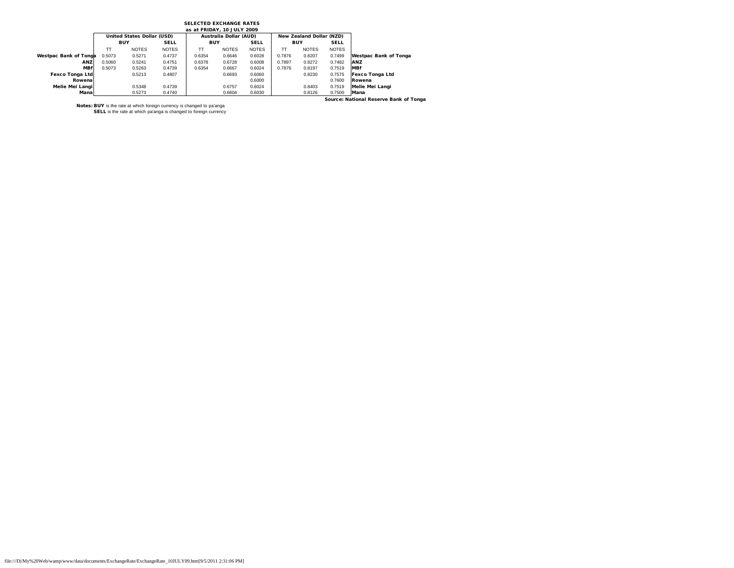## SELECTED EXCHANGE RATES

### as at FRIDAY, 10 JULY 2009

| | United States Dollar (USD) | | | Australia Dollar (AUD) | | | New Zealand Dollar (NZD) | | | |
|---|---|---|---|---|---|---|---|---|---|---|
| | BUY | | SELL | BUY | | SELL | BUY | | SELL | |
| | TT | NOTES | NOTES | TT | NOTES | NOTES | TT | NOTES | NOTES | |
| **Westpac Bank of Tonga** | 0.5073 | 0.5271 | 0.4737 | 0.6354 | 0.6646 | 0.6028 | 0.7876 | 0.8207 | 0.7499 | **Westpac Bank of Tonga** |
| **ANZ** | 0.5060 | 0.5241 | 0.4751 | 0.6378 | 0.6728 | 0.6008 | 0.7897 | 0.8272 | 0.7482 | **ANZ** |
| **MBf** | 0.5073 | 0.5263 | 0.4739 | 0.6354 | 0.6667 | 0.6024 | 0.7876 | 0.8197 | 0.7519 | **MBf** |
| **Fexco Tonga Ltd** | | 0.5213 | 0.4807 | | 0.6693 | 0.6060 | | 0.8230 | 0.7575 | **Fexco Tonga Ltd** |
| **Rowena** | | | | | | 0.6000 | | | 0.7600 | **Rowena** |
| **Melie Mei Langi** | | 0.5348 | 0.4739 | | 0.6757 | 0.6024 | | 0.8403 | 0.7519 | **Melie Mei Langi** |
| **Mana** | | 0.5273 | 0.4740 | | 0.6604 | 0.6030 | | 0.8126 | 0.7500 | **Mana** |

**Source: National Reserve Bank of Tonga**

**Notes: BUY** is the rate at which foreign currency is changed to pa'anga
**SELL** is the rate at which pa'anga is changed to foreign currency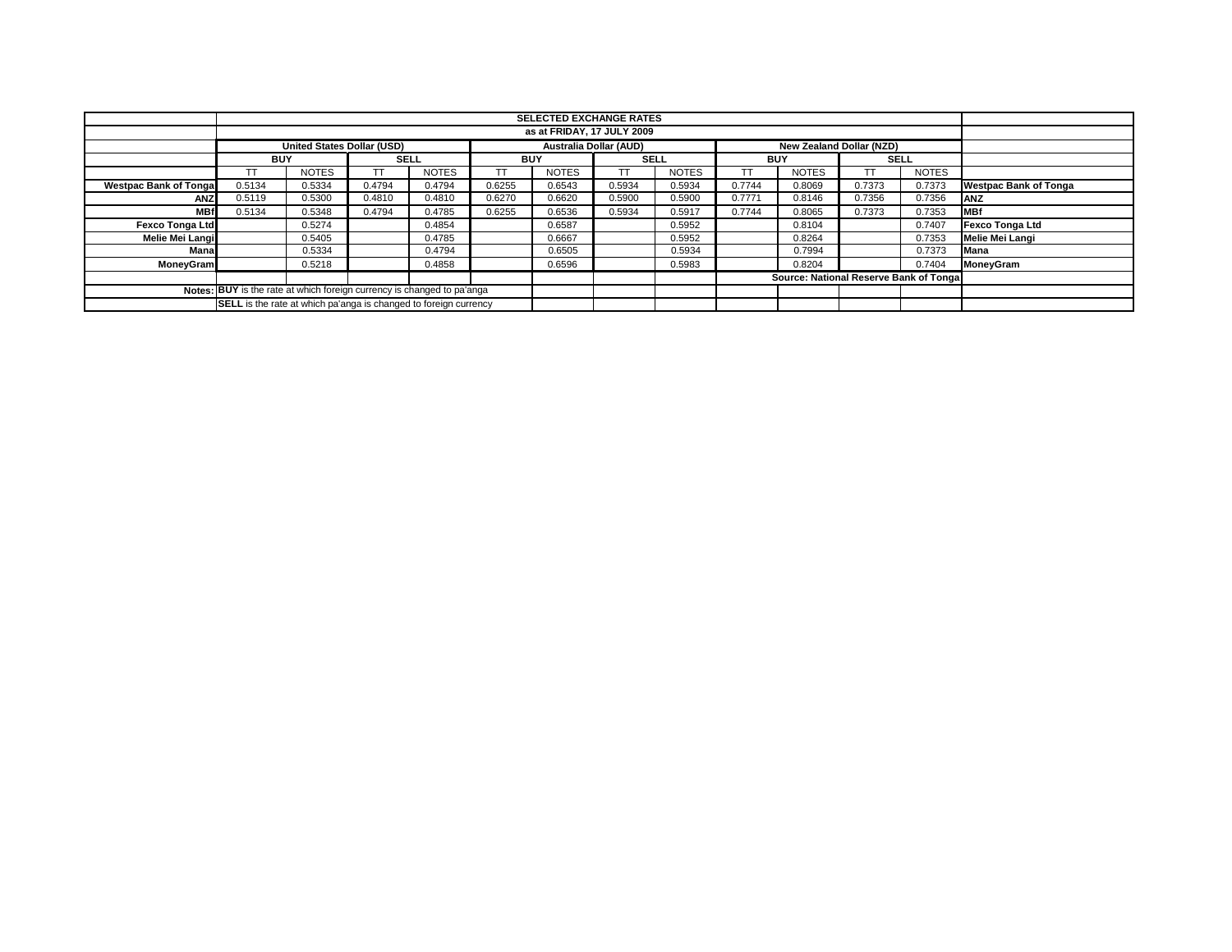| | SELECTED EXCHANGE RATES | | | | | | | | | | | | |
|---|---|---|---|---|---|---|---|---|---|---|---|---|---|
| | as at FRIDAY, 17 JULY 2009 | | | | | | | | | | | | |
| | United States Dollar (USD) | | | | Australia Dollar (AUD) | | | | New Zealand Dollar (NZD) | | | | |
| | BUY | | SELL | | BUY | | SELL | | BUY | | SELL | | |
| | TT | NOTES | TT | NOTES | TT | NOTES | TT | NOTES | TT | NOTES | TT | NOTES | |
| **Westpac Bank of Tonga** | 0.5134 | 0.5334 | 0.4794 | 0.4794 | 0.6255 | 0.6543 | 0.5934 | 0.5934 | 0.7744 | 0.8069 | 0.7373 | 0.7373 | **Westpac Bank of Tonga** |
| **ANZ** | 0.5119 | 0.5300 | 0.4810 | 0.4810 | 0.6270 | 0.6620 | 0.5900 | 0.5900 | 0.7771 | 0.8146 | 0.7356 | 0.7356 | **ANZ** |
| **MBf** | 0.5134 | 0.5348 | 0.4794 | 0.4785 | 0.6255 | 0.6536 | 0.5934 | 0.5917 | 0.7744 | 0.8065 | 0.7373 | 0.7353 | **MBf** |
| **Fexco Tonga Ltd** | | 0.5274 | | 0.4854 | | 0.6587 | | 0.5952 | | 0.8104 | | 0.7407 | **Fexco Tonga Ltd** |
| **Melie Mei Langi** | | 0.5405 | | 0.4785 | | 0.6667 | | 0.5952 | | 0.8264 | | 0.7353 | **Melie Mei Langi** |
| **Mana** | | 0.5334 | | 0.4794 | | 0.6505 | | 0.5934 | | 0.7994 | | 0.7373 | **Mana** |
| **MoneyGram** | | 0.5218 | | 0.4858 | | 0.6596 | | 0.5983 | | 0.8204 | | 0.7404 | **MoneyGram** |
| | | | | | | | | | **Source: National Reserve Bank of Tonga** | | | | |
| **Notes:** | **BUY** is the rate at which foreign currency is changed to pa'anga | | | | | | | | | | | | |
| | **SELL** is the rate at which pa'anga is changed to foreign currency | | | | | | | | | | | | |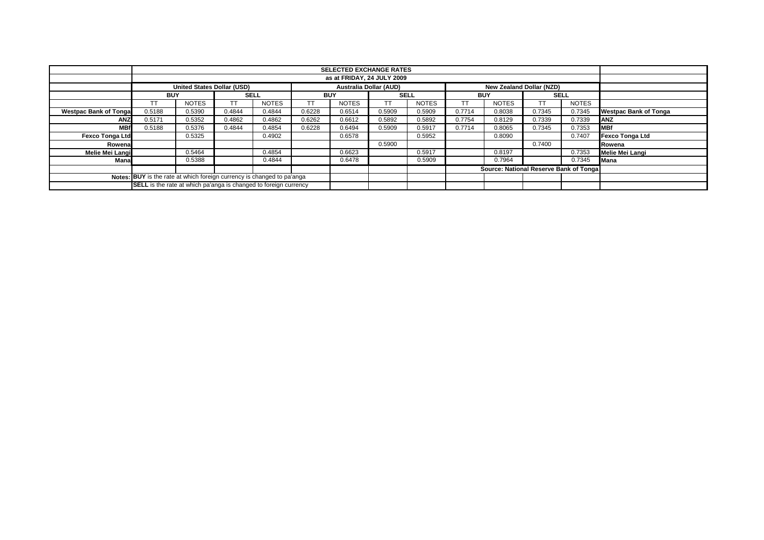| | SELECTED EXCHANGE RATES | | | | | | | | | | | | |
|---|---|---|---|---|---|---|---|---|---|---|---|---|---|
| | as at FRIDAY, 24 JULY 2009 | | | | | | | | | | | | |
| | United States Dollar (USD) | | | | Australia Dollar (AUD) | | | | New Zealand Dollar (NZD) | | | | |
| | BUY | | SELL | | BUY | | SELL | | BUY | | SELL | | |
| | TT | NOTES | TT | NOTES | TT | NOTES | TT | NOTES | TT | NOTES | TT | NOTES | |
| **Westpac Bank of Tonga** | 0.5188 | 0.5390 | 0.4844 | 0.4844 | 0.6228 | 0.6514 | 0.5909 | 0.5909 | 0.7714 | 0.8038 | 0.7345 | 0.7345 | **Westpac Bank of Tonga** |
| **ANZ** | 0.5171 | 0.5352 | 0.4862 | 0.4862 | 0.6262 | 0.6612 | 0.5892 | 0.5892 | 0.7754 | 0.8129 | 0.7339 | 0.7339 | **ANZ** |
| **MBf** | 0.5188 | 0.5376 | 0.4844 | 0.4854 | 0.6228 | 0.6494 | 0.5909 | 0.5917 | 0.7714 | 0.8065 | 0.7345 | 0.7353 | **MBf** |
| **Fexco Tonga Ltd** | | 0.5325 | | 0.4902 | | 0.6578 | | 0.5952 | | 0.8090 | | 0.7407 | **Fexco Tonga Ltd** |
| **Rowena** | | | | | | | 0.5900 | | | | 0.7400 | | **Rowena** |
| **Melie Mei Langi** | | 0.5464 | | 0.4854 | | 0.6623 | | 0.5917 | | 0.8197 | | 0.7353 | **Melie Mei Langi** |
| **Mana** | | 0.5388 | | 0.4844 | | 0.6478 | | 0.5909 | | 0.7964 | | 0.7345 | **Mana** |
| | | | | | | | | | **Source: National Reserve Bank of Tonga** | | | | |
| **Notes:** | **BUY** is the rate at which foreign currency is changed to pa'anga | | | | | | | | | | | | |
| | **SELL** is the rate at which pa'anga is changed to foreign currency | | | | | | | | | | | | |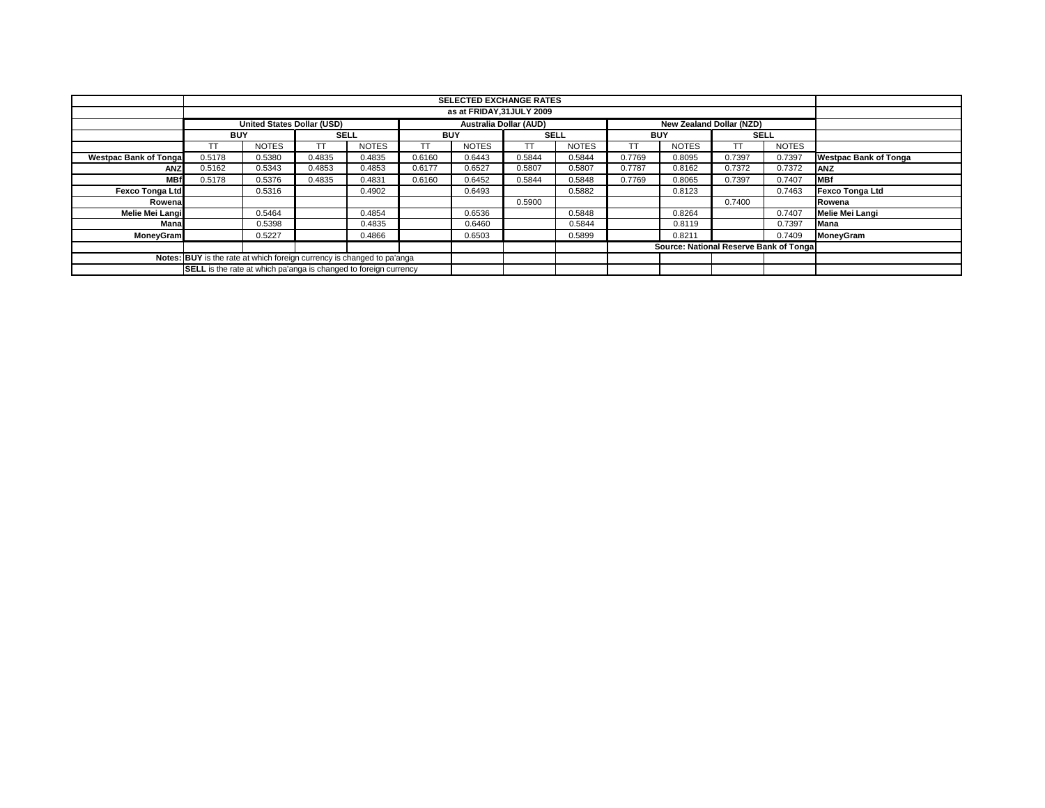| | SELECTED EXCHANGE RATES | | | | | | | | | | | | |
|---|---|---|---|---|---|---|---|---|---|---|---|---|---|
| | as at FRIDAY,31JULY 2009 | | | | | | | | | | | | |
| | United States Dollar (USD) | | | | Australia Dollar (AUD) | | | | New Zealand Dollar (NZD) | | | | |
| | BUY | | SELL | | BUY | | SELL | | BUY | | SELL | | |
| | TT | NOTES | TT | NOTES | TT | NOTES | TT | NOTES | TT | NOTES | TT | NOTES | |
| **Westpac Bank of Tonga** | 0.5178 | 0.5380 | 0.4835 | 0.4835 | 0.6160 | 0.6443 | 0.5844 | 0.5844 | 0.7769 | 0.8095 | 0.7397 | 0.7397 | **Westpac Bank of Tonga** |
| **ANZ** | 0.5162 | 0.5343 | 0.4853 | 0.4853 | 0.6177 | 0.6527 | 0.5807 | 0.5807 | 0.7787 | 0.8162 | 0.7372 | 0.7372 | **ANZ** |
| **MBf** | 0.5178 | 0.5376 | 0.4835 | 0.4831 | 0.6160 | 0.6452 | 0.5844 | 0.5848 | 0.7769 | 0.8065 | 0.7397 | 0.7407 | **MBf** |
| **Fexco Tonga Ltd** | | 0.5316 | | 0.4902 | | 0.6493 | | 0.5882 | | 0.8123 | | 0.7463 | **Fexco Tonga Ltd** |
| **Rowena** | | | | | | | 0.5900 | | | | 0.7400 | | **Rowena** |
| **Melie Mei Langi** | | 0.5464 | | 0.4854 | | 0.6536 | | 0.5848 | | 0.8264 | | 0.7407 | **Melie Mei Langi** |
| **Mana** | | 0.5398 | | 0.4835 | | 0.6460 | | 0.5844 | | 0.8119 | | 0.7397 | **Mana** |
| **MoneyGram** | | 0.5227 | | 0.4866 | | 0.6503 | | 0.5899 | | 0.8211 | | 0.7409 | **MoneyGram** |
| | | | | | | | | | **Source: National Reserve Bank of Tonga** | | | | |
| **Notes:** | **BUY** is the rate at which foreign currency is changed to pa'anga | | | | | | | | | | | | |
| | **SELL** is the rate at which pa'anga is changed to foreign currency | | | | | | | | | | | | |